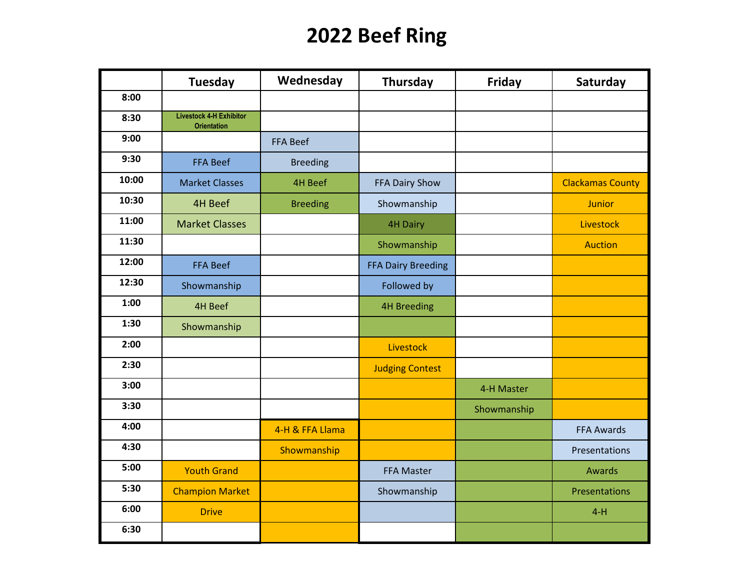# 2022 Beef Ring

| | Tuesday | Wednesday | Thursday | Friday | Saturday |
|---|---|---|---|---|---|
| 8:00 | | | | | |
| 8:30 | Livestock 4-H Exhibitor Orientation | | | | |
| 9:00 | | FFA Beef | | | |
| 9:30 | FFA Beef | Breeding | | | |
| 10:00 | Market Classes | 4H Beef | FFA Dairy Show | | Clackamas County |
| 10:30 | 4H Beef | Breeding | Showmanship | | Junior |
| 11:00 | Market Classes | | 4H Dairy | | Livestock |
| 11:30 | | | Showmanship | | Auction |
| 12:00 | FFA Beef | | FFA Dairy Breeding | | |
| 12:30 | Showmanship | | Followed by | | |
| 1:00 | 4H Beef | | 4H Breeding | | |
| 1:30 | Showmanship | | | | |
| 2:00 | | | Livestock | | |
| 2:30 | | | Judging Contest | | |
| 3:00 | | | | 4-H Master | |
| 3:30 | | | | Showmanship | |
| 4:00 | | 4-H & FFA Llama | | | FFA Awards |
| 4:30 | | Showmanship | | | Presentations |
| 5:00 | Youth Grand | | FFA Master | | Awards |
| 5:30 | Champion Market | | Showmanship | | Presentations |
| 6:00 | Drive | | | | 4-H |
| 6:30 | | | | | |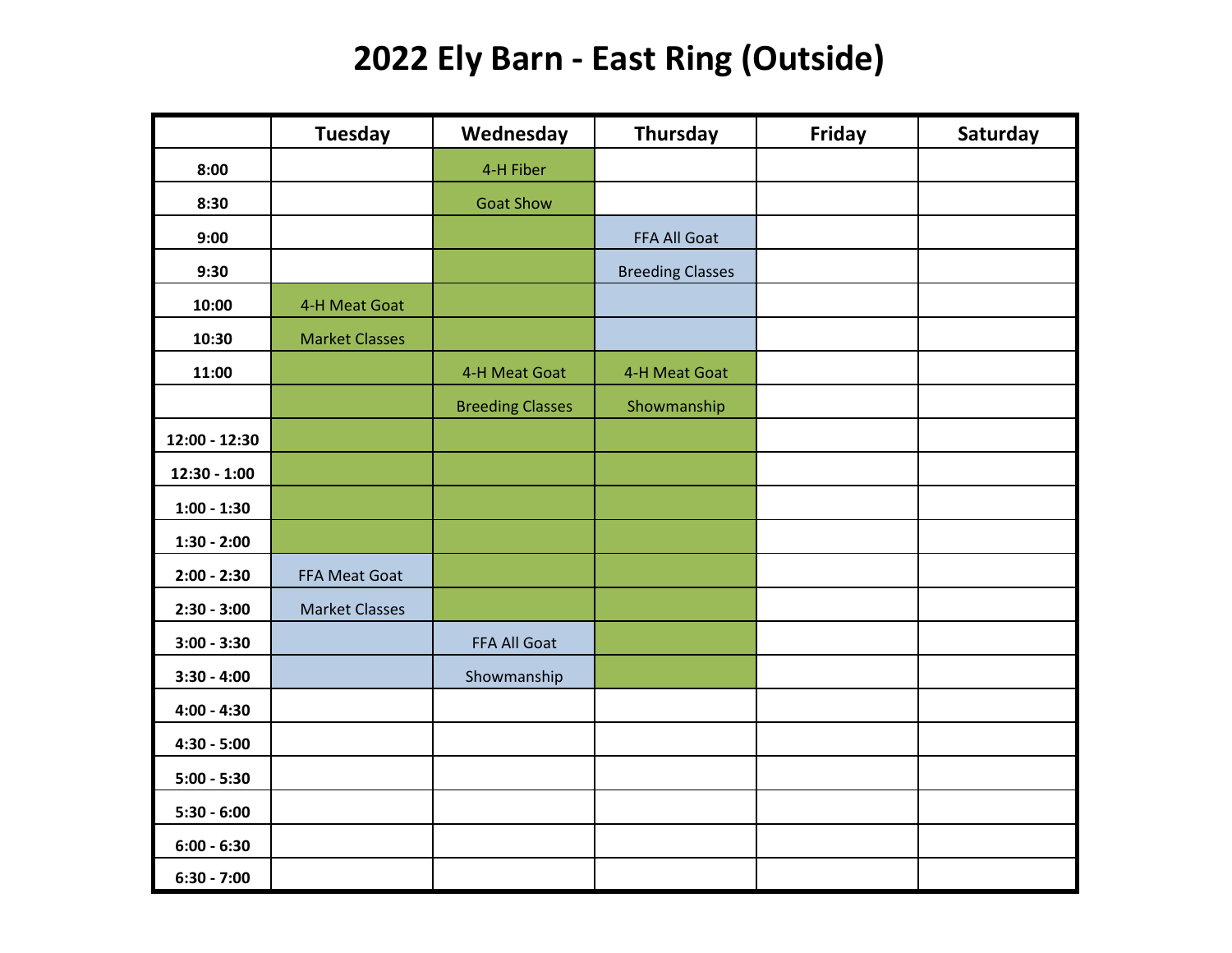# 2022 Ely Barn - East Ring (Outside)

| | Tuesday | Wednesday | Thursday | Friday | Saturday |
|---|---|---|---|---|---|
| 8:00 | | 4-H Fiber | | | |
| 8:30 | | Goat Show | | | |
| 9:00 | | | FFA All Goat | | |
| 9:30 | | | Breeding Classes | | |
| 10:00 | 4-H Meat Goat | | | | |
| 10:30 | Market Classes | | | | |
| 11:00 | | 4-H Meat Goat | 4-H Meat Goat | | |
| | | Breeding Classes | Showmanship | | |
| 12:00 - 12:30 | | | | | |
| 12:30 - 1:00 | | | | | |
| 1:00 - 1:30 | | | | | |
| 1:30 - 2:00 | | | | | |
| 2:00 - 2:30 | FFA Meat Goat | | | | |
| 2:30 - 3:00 | Market Classes | | | | |
| 3:00 - 3:30 | | FFA All Goat | | | |
| 3:30 - 4:00 | | Showmanship | | | |
| 4:00 - 4:30 | | | | | |
| 4:30 - 5:00 | | | | | |
| 5:00 - 5:30 | | | | | |
| 5:30 - 6:00 | | | | | |
| 6:00 - 6:30 | | | | | |
| 6:30 - 7:00 | | | | | |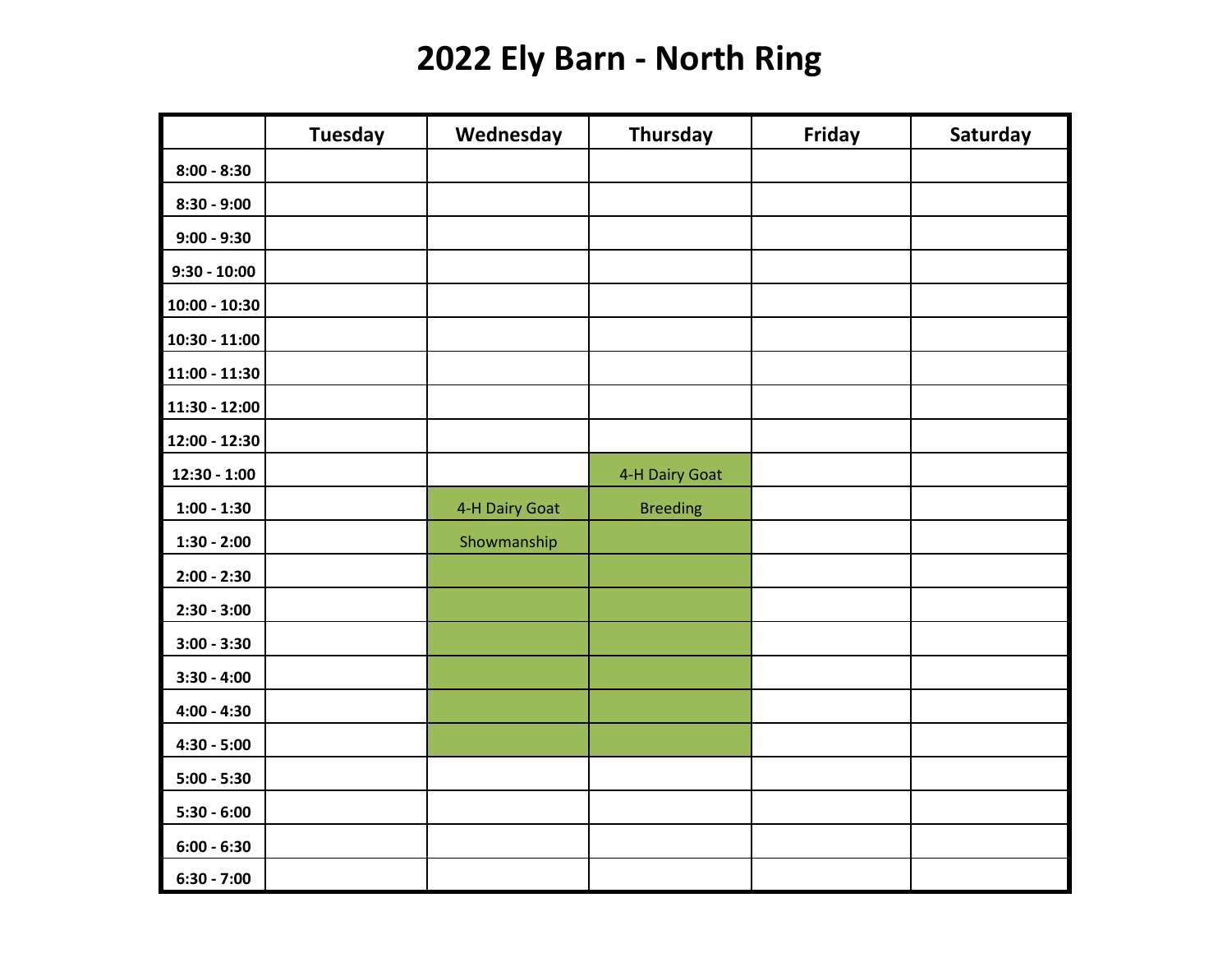# 2022 Ely Barn - North Ring

| | Tuesday | Wednesday | Thursday | Friday | Saturday |
|---|---|---|---|---|---|
| 8:00 - 8:30 | | | | | |
| 8:30 - 9:00 | | | | | |
| 9:00 - 9:30 | | | | | |
| 9:30 - 10:00 | | | | | |
| 10:00 - 10:30 | | | | | |
| 10:30 - 11:00 | | | | | |
| 11:00 - 11:30 | | | | | |
| 11:30 - 12:00 | | | | | |
| 12:00 - 12:30 | | | | | |
| 12:30 - 1:00 | | | 4-H Dairy Goat | | |
| 1:00 - 1:30 | | 4-H Dairy Goat | Breeding | | |
| 1:30 - 2:00 | | Showmanship | | | |
| 2:00 - 2:30 | | | | | |
| 2:30 - 3:00 | | | | | |
| 3:00 - 3:30 | | | | | |
| 3:30 - 4:00 | | | | | |
| 4:00 - 4:30 | | | | | |
| 4:30 - 5:00 | | | | | |
| 5:00 - 5:30 | | | | | |
| 5:30 - 6:00 | | | | | |
| 6:00 - 6:30 | | | | | |
| 6:30 - 7:00 | | | | | |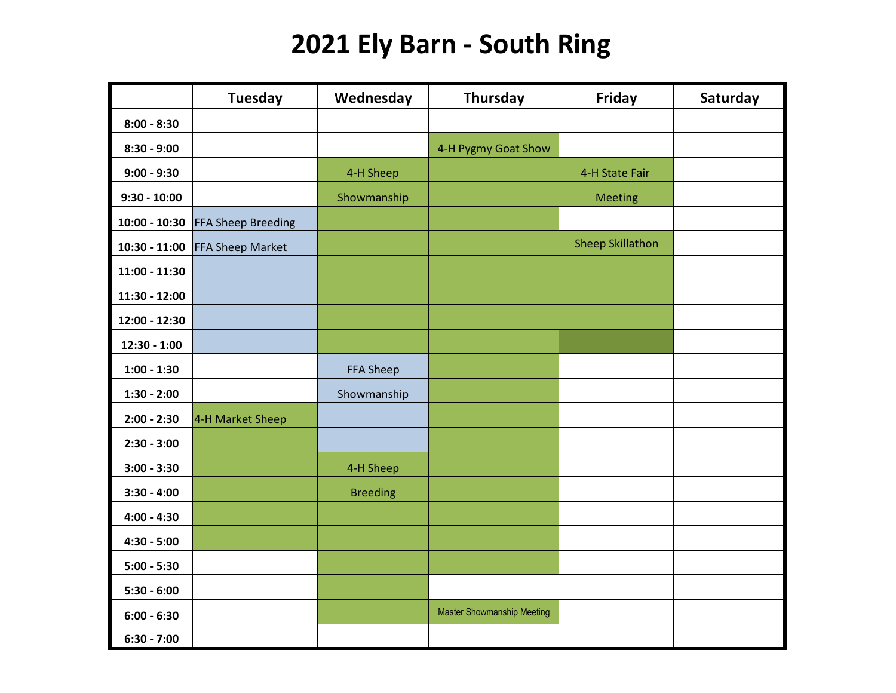# 2021 Ely Barn - South Ring

| | Tuesday | Wednesday | Thursday | Friday | Saturday |
|---|---|---|---|---|---|
| 8:00 - 8:30 | | | | | |
| 8:30 - 9:00 | | | 4-H Pygmy Goat Show | | |
| 9:00 - 9:30 | | 4-H Sheep | | 4-H State Fair | |
| 9:30 - 10:00 | | Showmanship | | Meeting | |
| 10:00 - 10:30 | FFA Sheep Breeding | | | | |
| 10:30 - 11:00 | FFA Sheep Market | | | Sheep Skillathon | |
| 11:00 - 11:30 | | | | | |
| 11:30 - 12:00 | | | | | |
| 12:00 - 12:30 | | | | | |
| 12:30 - 1:00 | | | | | |
| 1:00 - 1:30 | | FFA Sheep | | | |
| 1:30 - 2:00 | | Showmanship | | | |
| 2:00 - 2:30 | 4-H Market Sheep | | | | |
| 2:30 - 3:00 | | | | | |
| 3:00 - 3:30 | | 4-H Sheep | | | |
| 3:30 - 4:00 | | Breeding | | | |
| 4:00 - 4:30 | | | | | |
| 4:30 - 5:00 | | | | | |
| 5:00 - 5:30 | | | | | |
| 5:30 - 6:00 | | | | | |
| 6:00 - 6:30 | | | Master Showmanship Meeting | | |
| 6:30 - 7:00 | | | | | |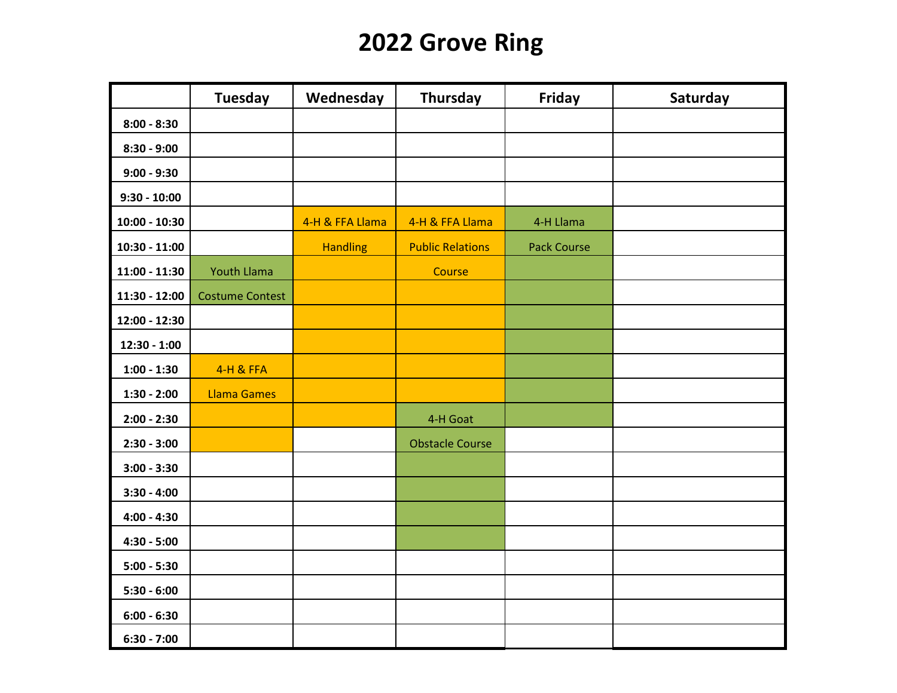# 2022 Grove Ring

| | Tuesday | Wednesday | Thursday | Friday | Saturday |
|---|---|---|---|---|---|
| 8:00 - 8:30 | | | | | |
| 8:30 - 9:00 | | | | | |
| 9:00 - 9:30 | | | | | |
| 9:30 - 10:00 | | | | | |
| 10:00 - 10:30 | | 4-H & FFA Llama | 4-H & FFA Llama | 4-H Llama | |
| 10:30 - 11:00 | | Handling | Public Relations | Pack Course | |
| 11:00 - 11:30 | Youth Llama | | Course | | |
| 11:30 - 12:00 | Costume Contest | | | | |
| 12:00 - 12:30 | | | | | |
| 12:30 - 1:00 | | | | | |
| 1:00 - 1:30 | 4-H & FFA | | | | |
| 1:30 - 2:00 | Llama Games | | | | |
| 2:00 - 2:30 | | | 4-H Goat | | |
| 2:30 - 3:00 | | | Obstacle Course | | |
| 3:00 - 3:30 | | | | | |
| 3:30 - 4:00 | | | | | |
| 4:00 - 4:30 | | | | | |
| 4:30 - 5:00 | | | | | |
| 5:00 - 5:30 | | | | | |
| 5:30 - 6:00 | | | | | |
| 6:00 - 6:30 | | | | | |
| 6:30 - 7:00 | | | | | |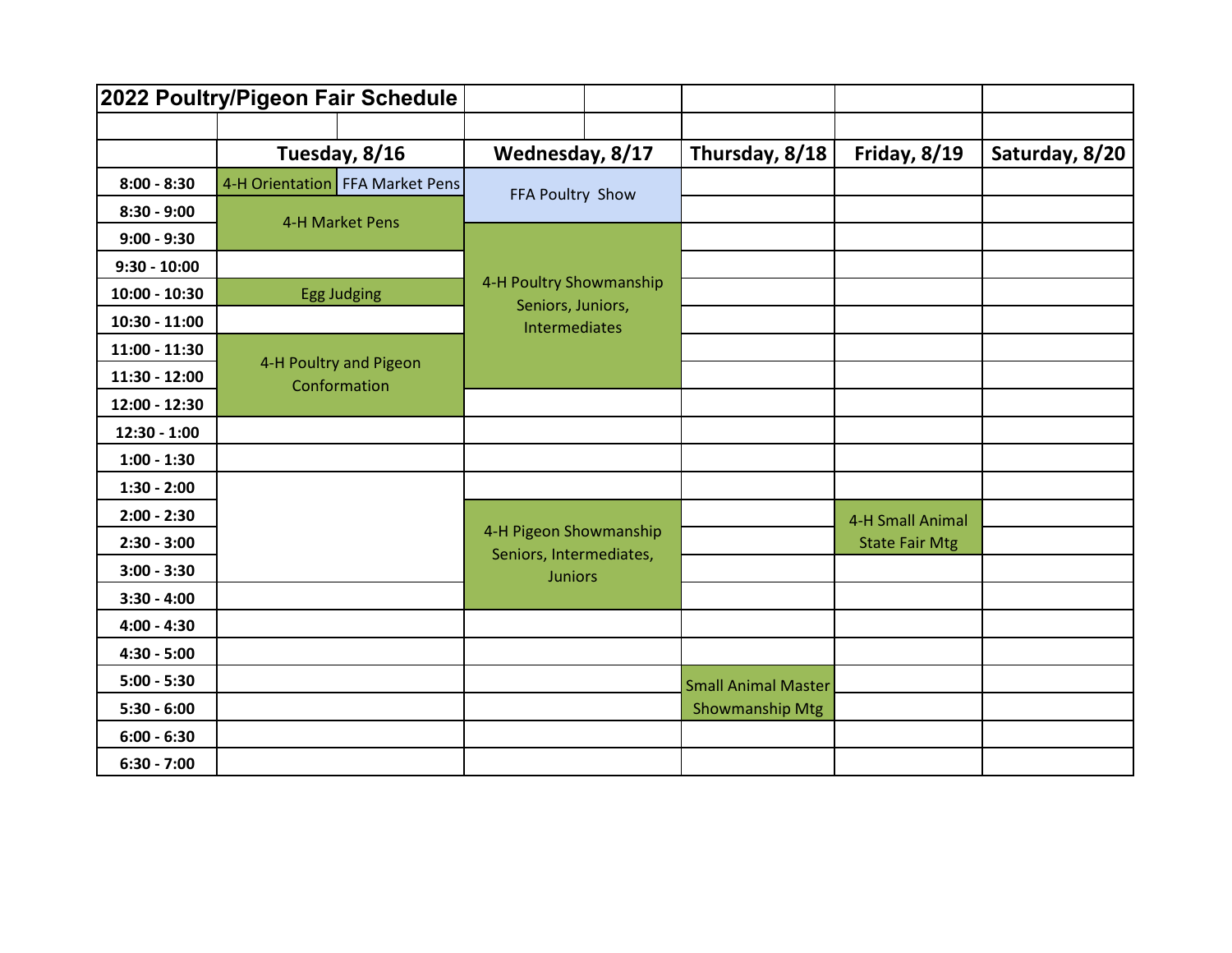# 2022 Poultry/Pigeon Fair Schedule

| | Tuesday, 8/16 | | Wednesday, 8/17 | Thursday, 8/18 | Friday, 8/19 | Saturday, 8/20 |
|---|---|---|---|---|---|---|
| 8:00 - 8:30 | 4-H Orientation | FFA Market Pens | FFA Poultry Show | | | |
| 8:30 - 9:00 | 4-H Market Pens | | FFA Poultry Show | | | |
| 9:00 - 9:30 | 4-H Market Pens | | 4-H Poultry Showmanship Seniors, Juniors, Intermediates | | | |
| 9:30 - 10:00 | | | 4-H Poultry Showmanship Seniors, Juniors, Intermediates | | | |
| 10:00 - 10:30 | Egg Judging | | 4-H Poultry Showmanship Seniors, Juniors, Intermediates | | | |
| 10:30 - 11:00 | | | 4-H Poultry Showmanship Seniors, Juniors, Intermediates | | | |
| 11:00 - 11:30 | 4-H Poultry and Pigeon Conformation | | 4-H Poultry Showmanship Seniors, Juniors, Intermediates | | | |
| 11:30 - 12:00 | 4-H Poultry and Pigeon Conformation | | 4-H Poultry Showmanship Seniors, Juniors, Intermediates | | | |
| 12:00 - 12:30 | 4-H Poultry and Pigeon Conformation | | | | | |
| 12:30 - 1:00 | | | | | | |
| 1:00 - 1:30 | | | | | | |
| 1:30 - 2:00 | | | | | | |
| 2:00 - 2:30 | | | 4-H Pigeon Showmanship Seniors, Intermediates, Juniors | | 4-H Small Animal State Fair Mtg | |
| 2:30 - 3:00 | | | 4-H Pigeon Showmanship Seniors, Intermediates, Juniors | | 4-H Small Animal State Fair Mtg | |
| 3:00 - 3:30 | | | 4-H Pigeon Showmanship Seniors, Intermediates, Juniors | | | |
| 3:30 - 4:00 | | | 4-H Pigeon Showmanship Seniors, Intermediates, Juniors | | | |
| 4:00 - 4:30 | | | | | | |
| 4:30 - 5:00 | | | | | | |
| 5:00 - 5:30 | | | | Small Animal Master Showmanship Mtg | | |
| 5:30 - 6:00 | | | | Small Animal Master Showmanship Mtg | | |
| 6:00 - 6:30 | | | | | | |
| 6:30 - 7:00 | | | | | | |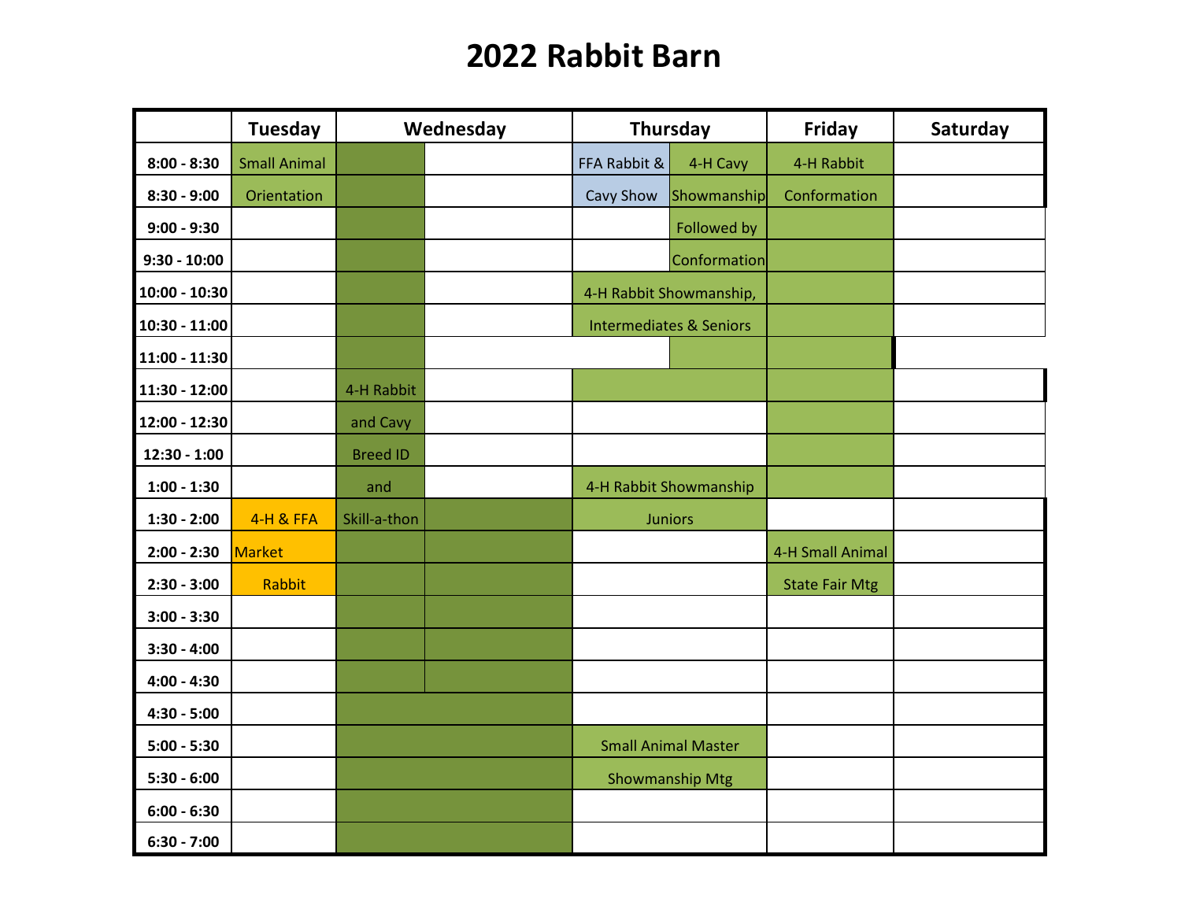# 2022 Rabbit Barn

| | Tuesday | Wednesday | | Thursday | | Friday | Saturday |
|---|---|---|---|---|---|---|---|
| 8:00 - 8:30 | Small Animal | | | FFA Rabbit & | 4-H Cavy | 4-H Rabbit | |
| 8:30 - 9:00 | Orientation | | | Cavy Show | Showmanship | Conformation | |
| 9:00 - 9:30 | | | | | Followed by | | |
| 9:30 - 10:00 | | | | | Conformation | | |
| 10:00 - 10:30 | | | | 4-H Rabbit Showmanship, | | | |
| 10:30 - 11:00 | | | | Intermediates & Seniors | | | |
| 11:00 - 11:30 | | | | | | | |
| 11:30 - 12:00 | | 4-H Rabbit | | | | | |
| 12:00 - 12:30 | | and Cavy | | | | | |
| 12:30 - 1:00 | | Breed ID | | | | | |
| 1:00 - 1:30 | | and | | 4-H Rabbit Showmanship | | | |
| 1:30 - 2:00 | 4-H & FFA | Skill-a-thon | | Juniors | | | |
| 2:00 - 2:30 | Market | | | | | 4-H Small Animal | |
| 2:30 - 3:00 | Rabbit | | | | | State Fair Mtg | |
| 3:00 - 3:30 | | | | | | | |
| 3:30 - 4:00 | | | | | | | |
| 4:00 - 4:30 | | | | | | | |
| 4:30 - 5:00 | | | | | | | |
| 5:00 - 5:30 | | | | Small Animal Master | | | |
| 5:30 - 6:00 | | | | Showmanship Mtg | | | |
| 6:00 - 6:30 | | | | | | | |
| 6:30 - 7:00 | | | | | | | |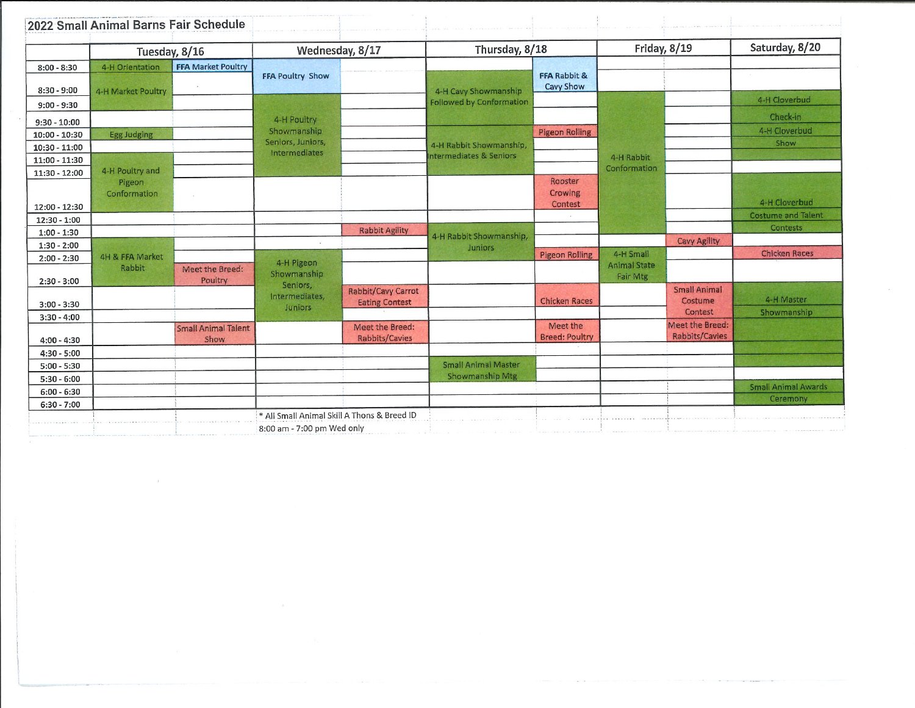## 2022 Small Animal Barns Fair Schedule

| | Tuesday, 8/16 | | Wednesday, 8/17 | | Thursday, 8/18 | | Friday, 8/19 | | Saturday, 8/20 |
|---|---|---|---|---|---|---|---|---|---|
| 8:00 - 8:30 | 4-H Orientation | FFA Market Poultry | FFA Poultry Show | | | FFA Rabbit & Cavy Show | | | |
| 8:30 - 9:00 | 4-H Market Poultry | | | | 4-H Cavy Showmanship Followed by Conformation | | | | |
| 9:00 - 9:30 | | | | | | | 4-H Rabbit Conformation | | 4-H Cloverbud |
| 9:30 - 10:00 | | | 4-H Poultry Showmanship Seniors, Juniors, Intermediates | | | | | | Check-in |
| 10:00 - 10:30 | Egg Judging | | | | 4-H Rabbit Showmanship, Intermediates & Seniors | Pigeon Rolling | | | 4-H Cloverbud Show |
| 10:30 - 11:00 | | | | | | | | | |
| 11:00 - 11:30 | 4-H Poultry and Pigeon Conformation | | | | | | | | |
| 11:30 - 12:00 | | | | | | Rooster Crowing Contest | | | 4-H Cloverbud Costume and Talent Contests |
| 12:00 - 12:30 | | | | | | | | | |
| 12:30 - 1:00 | | | | | | | | | |
| 1:00 - 1:30 | | | | Rabbit Agility | 4-H Rabbit Showmanship, Juniors | | | | |
| 1:30 - 2:00 | 4H & FFA Market Rabbit | | | | | | 4-H Small Animal State Fair Mtg | Cavy Agility | |
| 2:00 - 2:30 | | Meet the Breed: Poultry | 4-H Pigeon Showmanship Seniors, Intermediates, Juniors | | | Pigeon Rolling | | | Chicken Races |
| 2:30 - 3:00 | | | | Rabbit/Cavy Carrot Eating Contest | | | | Small Animal Costume Contest | |
| 3:00 - 3:30 | | | | | | Chicken Races | | | 4-H Master Showmanship |
| 3:30 - 4:00 | | Small Animal Talent Show | | Meet the Breed: Rabbits/Cavies | | Meet the Breed: Poultry | | Meet the Breed: Rabbits/Cavies | |
| 4:00 - 4:30 | | | | | | | | | |
| 4:30 - 5:00 | | | | | | | | | |
| 5:00 - 5:30 | | | | | Small Animal Master Showmanship Mtg | | | | |
| 5:30 - 6:00 | | | | | | | | | Small Animal Awards Ceremony |
| 6:00 - 6:30 | | | | | | | | | |
| 6:30 - 7:00 | | | | | | | | | |

* All Small Animal Skill A Thons & Breed ID
8:00 am - 7:00 pm Wed only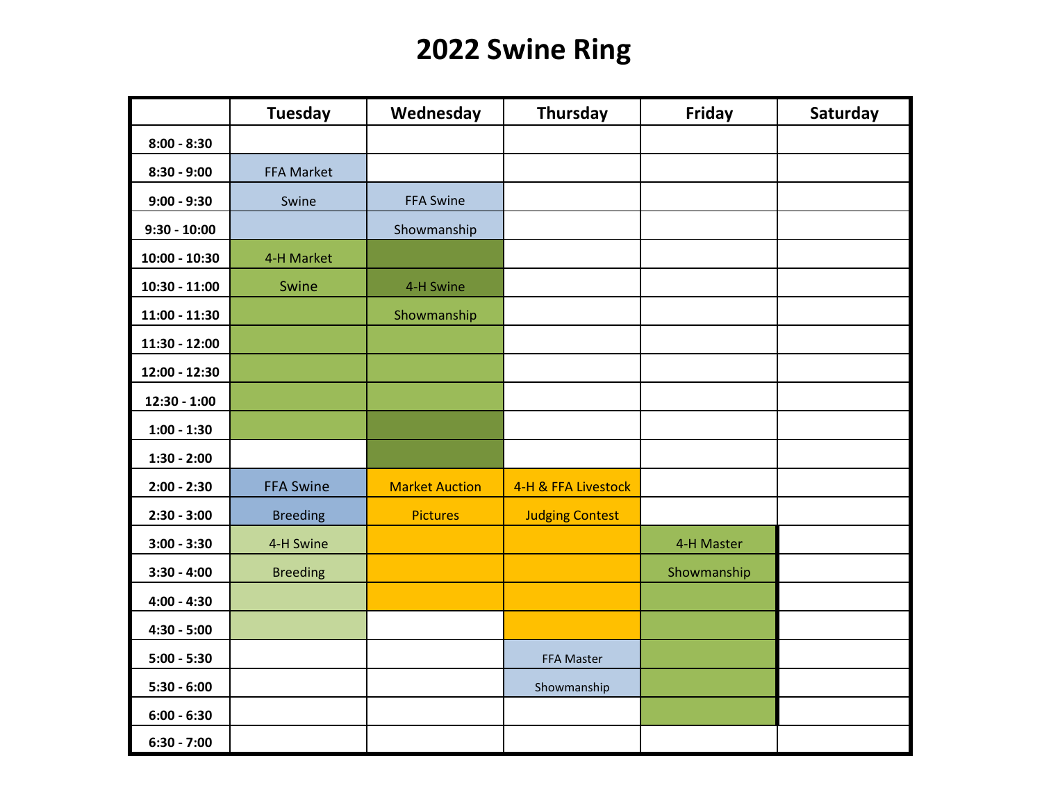# 2022 Swine Ring

| | Tuesday | Wednesday | Thursday | Friday | Saturday |
|---|---|---|---|---|---|
| 8:00 - 8:30 | | | | | |
| 8:30 - 9:00 | FFA Market | | | | |
| 9:00 - 9:30 | Swine | FFA Swine | | | |
| 9:30 - 10:00 | | Showmanship | | | |
| 10:00 - 10:30 | 4-H Market | | | | |
| 10:30 - 11:00 | Swine | 4-H Swine | | | |
| 11:00 - 11:30 | | Showmanship | | | |
| 11:30 - 12:00 | | | | | |
| 12:00 - 12:30 | | | | | |
| 12:30 - 1:00 | | | | | |
| 1:00 - 1:30 | | | | | |
| 1:30 - 2:00 | | | | | |
| 2:00 - 2:30 | FFA Swine | Market Auction | 4-H & FFA Livestock | | |
| 2:30 - 3:00 | Breeding | Pictures | Judging Contest | | |
| 3:00 - 3:30 | 4-H Swine | | | 4-H Master | |
| 3:30 - 4:00 | Breeding | | | Showmanship | |
| 4:00 - 4:30 | | | | | |
| 4:30 - 5:00 | | | | | |
| 5:00 - 5:30 | | | FFA Master | | |
| 5:30 - 6:00 | | | Showmanship | | |
| 6:00 - 6:30 | | | | | |
| 6:30 - 7:00 | | | | | |